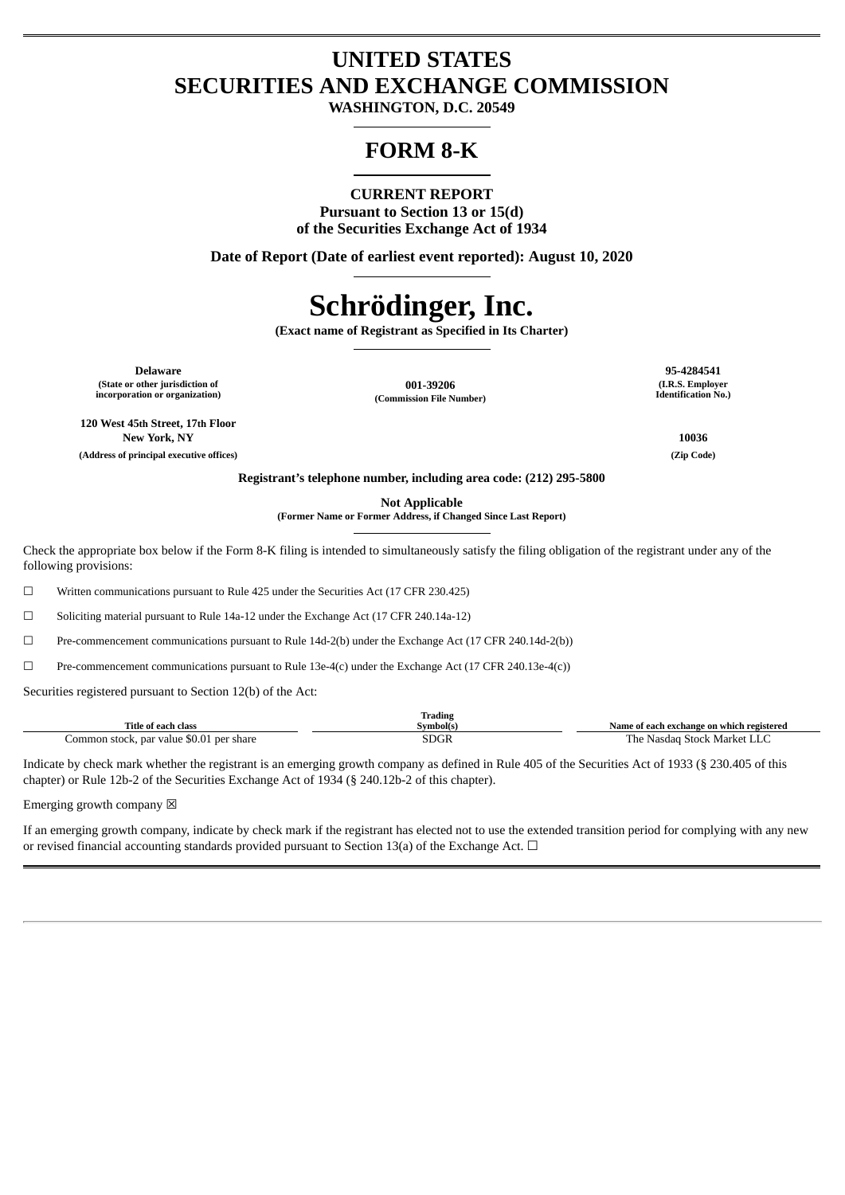# UNITED STATES
# SECURITIES AND EXCHANGE COMMISSION

**WASHINGTON, D.C. 20549**

# FORM 8-K

**CURRENT REPORT**
**Pursuant to Section 13 or 15(d)**
**of the Securities Exchange Act of 1934**

**Date of Report (Date of earliest event reported): August 10, 2020**

# Schrödinger, Inc.

**(Exact name of Registrant as Specified in Its Charter)**

| **Delaware** | **001-39206** | **95-4284541** |
|---|---|---|
| **(State or other jurisdiction of incorporation or organization)** | **(Commission File Number)** | **(I.R.S. Employer Identification No.)** |

| **120 West 45th Street, 17th Floor New York, NY** | **10036** |
|---|---|
| **(Address of principal executive offices)** | **(Zip Code)** |

**Registrant's telephone number, including area code: (212) 295-5800**

**Not Applicable**
**(Former Name or Former Address, if Changed Since Last Report)**

Check the appropriate box below if the Form 8-K filing is intended to simultaneously satisfy the filing obligation of the registrant under any of the following provisions:

☐ Written communications pursuant to Rule 425 under the Securities Act (17 CFR 230.425)

☐ Soliciting material pursuant to Rule 14a-12 under the Exchange Act (17 CFR 240.14a-12)

☐ Pre-commencement communications pursuant to Rule 14d-2(b) under the Exchange Act (17 CFR 240.14d-2(b))

☐ Pre-commencement communications pursuant to Rule 13e-4(c) under the Exchange Act (17 CFR 240.13e-4(c))

Securities registered pursuant to Section 12(b) of the Act:

| Title of each class | Trading Symbol(s) | Name of each exchange on which registered |
|---|---|---|
| Common stock, par value $0.01 per share | SDGR | The Nasdaq Stock Market LLC |

Indicate by check mark whether the registrant is an emerging growth company as defined in Rule 405 of the Securities Act of 1933 (§ 230.405 of this chapter) or Rule 12b-2 of the Securities Exchange Act of 1934 (§ 240.12b-2 of this chapter).

Emerging growth company ☒

If an emerging growth company, indicate by check mark if the registrant has elected not to use the extended transition period for complying with any new or revised financial accounting standards provided pursuant to Section 13(a) of the Exchange Act. ☐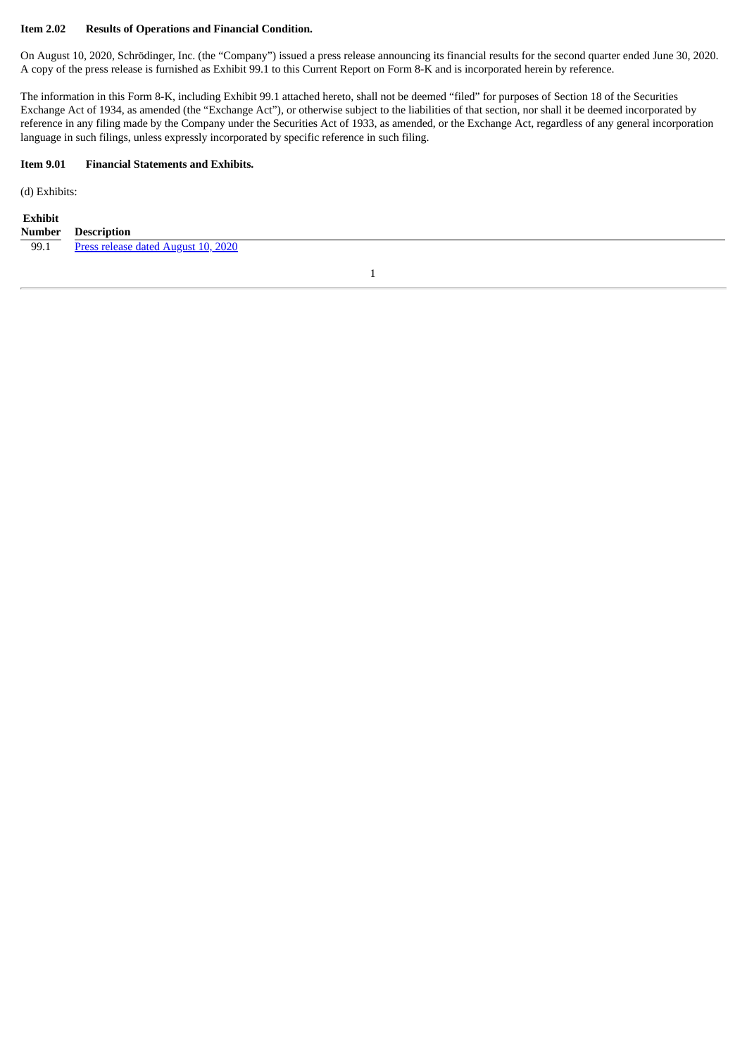**Item 2.02 Results of Operations and Financial Condition.**

On August 10, 2020, Schrödinger, Inc. (the "Company") issued a press release announcing its financial results for the second quarter ended June 30, 2020. A copy of the press release is furnished as Exhibit 99.1 to this Current Report on Form 8-K and is incorporated herein by reference.

The information in this Form 8-K, including Exhibit 99.1 attached hereto, shall not be deemed "filed" for purposes of Section 18 of the Securities Exchange Act of 1934, as amended (the "Exchange Act"), or otherwise subject to the liabilities of that section, nor shall it be deemed incorporated by reference in any filing made by the Company under the Securities Act of 1933, as amended, or the Exchange Act, regardless of any general incorporation language in such filings, unless expressly incorporated by specific reference in such filing.

**Item 9.01 Financial Statements and Exhibits.**

(d) Exhibits:

| Exhibit Number | Description |
|---|---|
| 99.1 | Press release dated August 10, 2020 |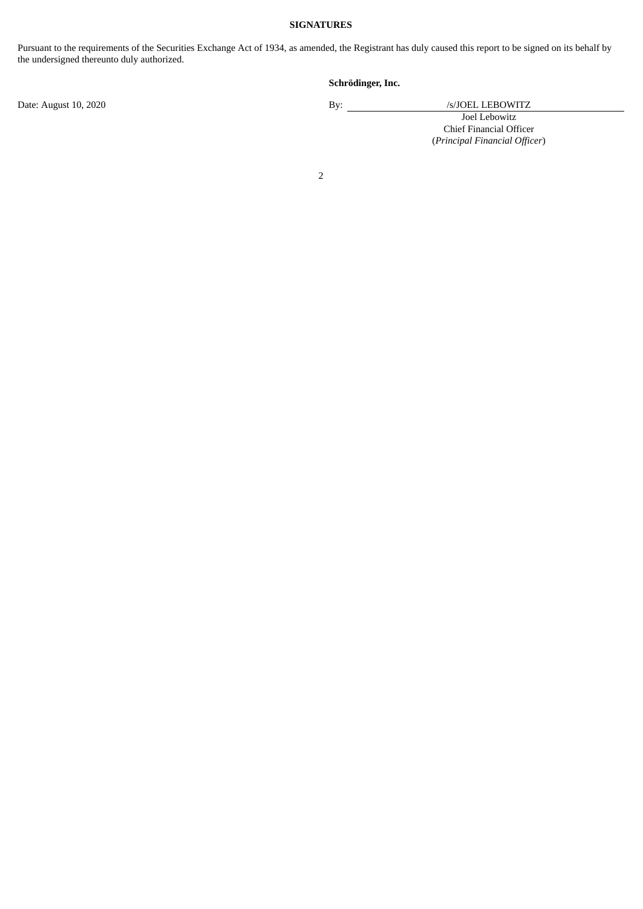**SIGNATURES**

Pursuant to the requirements of the Securities Exchange Act of 1934, as amended, the Registrant has duly caused this report to be signed on its behalf by the undersigned thereunto duly authorized.

**Schrödinger, Inc.**

Date: August 10, 2020

By: /s/JOEL LEBOWITZ

Joel Lebowitz
Chief Financial Officer
(*Principal Financial Officer*)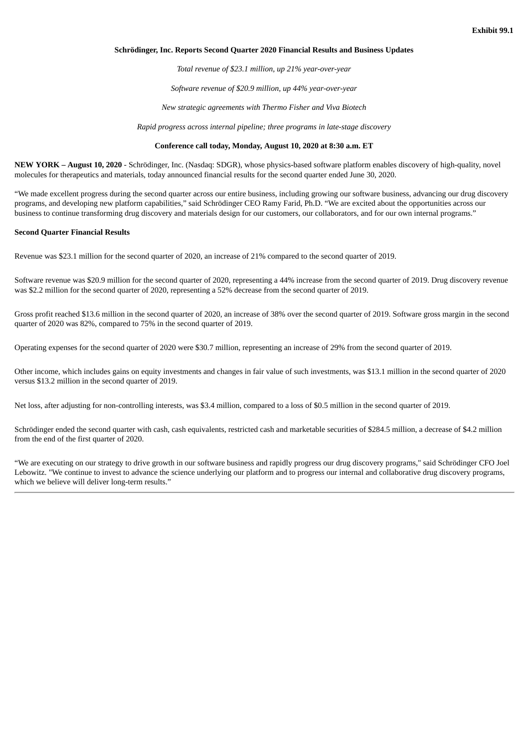**Exhibit 99.1**

# Schrödinger, Inc. Reports Second Quarter 2020 Financial Results and Business Updates

*Total revenue of $23.1 million, up 21% year-over-year*

*Software revenue of $20.9 million, up 44% year-over-year*

*New strategic agreements with Thermo Fisher and Viva Biotech*

*Rapid progress across internal pipeline; three programs in late-stage discovery*

**Conference call today, Monday, August 10, 2020 at 8:30 a.m. ET**

**NEW YORK – August 10, 2020** - Schrödinger, Inc. (Nasdaq: SDGR), whose physics-based software platform enables discovery of high-quality, novel molecules for therapeutics and materials, today announced financial results for the second quarter ended June 30, 2020.

"We made excellent progress during the second quarter across our entire business, including growing our software business, advancing our drug discovery programs, and developing new platform capabilities," said Schrödinger CEO Ramy Farid, Ph.D. "We are excited about the opportunities across our business to continue transforming drug discovery and materials design for our customers, our collaborators, and for our own internal programs."

## Second Quarter Financial Results

Revenue was $23.1 million for the second quarter of 2020, an increase of 21% compared to the second quarter of 2019.

Software revenue was $20.9 million for the second quarter of 2020, representing a 44% increase from the second quarter of 2019. Drug discovery revenue was $2.2 million for the second quarter of 2020, representing a 52% decrease from the second quarter of 2019.

Gross profit reached $13.6 million in the second quarter of 2020, an increase of 38% over the second quarter of 2019. Software gross margin in the second quarter of 2020 was 82%, compared to 75% in the second quarter of 2019.

Operating expenses for the second quarter of 2020 were $30.7 million, representing an increase of 29% from the second quarter of 2019.

Other income, which includes gains on equity investments and changes in fair value of such investments, was $13.1 million in the second quarter of 2020 versus $13.2 million in the second quarter of 2019.

Net loss, after adjusting for non-controlling interests, was $3.4 million, compared to a loss of $0.5 million in the second quarter of 2019.

Schrödinger ended the second quarter with cash, cash equivalents, restricted cash and marketable securities of $284.5 million, a decrease of $4.2 million from the end of the first quarter of 2020.

"We are executing on our strategy to drive growth in our software business and rapidly progress our drug discovery programs," said Schrödinger CFO Joel Lebowitz. "We continue to invest to advance the science underlying our platform and to progress our internal and collaborative drug discovery programs, which we believe will deliver long-term results."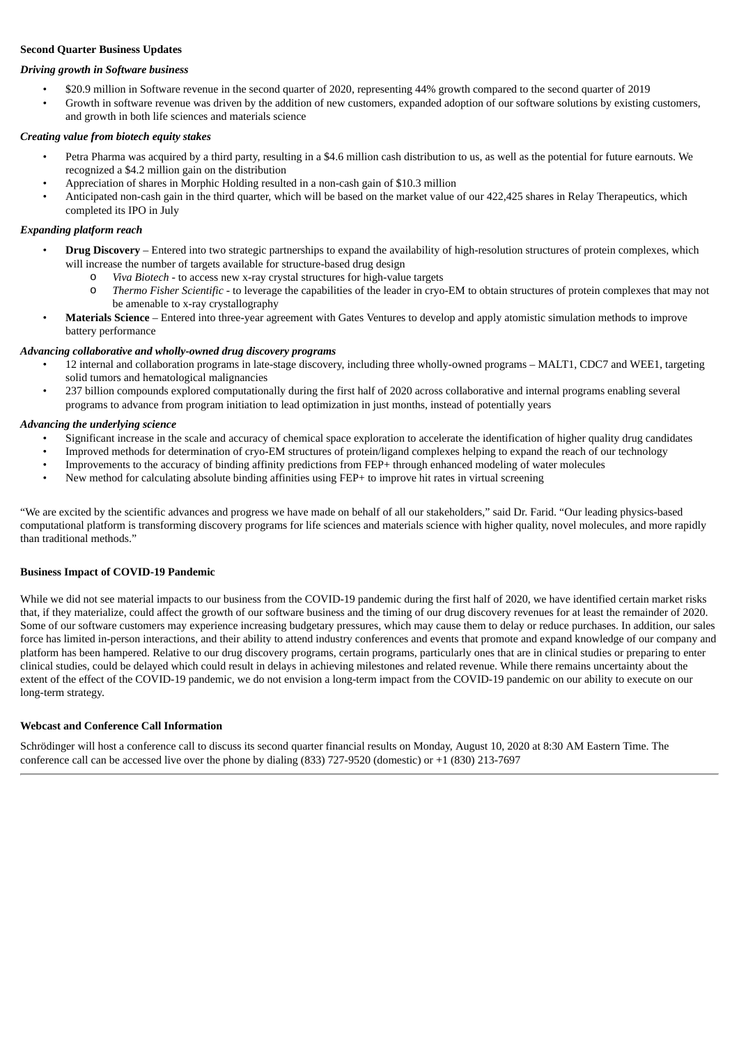**Second Quarter Business Updates**

***Driving growth in Software business***

- $20.9 million in Software revenue in the second quarter of 2020, representing 44% growth compared to the second quarter of 2019
- Growth in software revenue was driven by the addition of new customers, expanded adoption of our software solutions by existing customers, and growth in both life sciences and materials science

***Creating value from biotech equity stakes***

- Petra Pharma was acquired by a third party, resulting in a $4.6 million cash distribution to us, as well as the potential for future earnouts. We recognized a $4.2 million gain on the distribution
- Appreciation of shares in Morphic Holding resulted in a non-cash gain of $10.3 million
- Anticipated non-cash gain in the third quarter, which will be based on the market value of our 422,425 shares in Relay Therapeutics, which completed its IPO in July

***Expanding platform reach***

- **Drug Discovery** – Entered into two strategic partnerships to expand the availability of high-resolution structures of protein complexes, which will increase the number of targets available for structure-based drug design
  - *Viva Biotech* - to access new x-ray crystal structures for high-value targets
  - *Thermo Fisher Scientific* - to leverage the capabilities of the leader in cryo-EM to obtain structures of protein complexes that may not be amenable to x-ray crystallography
- **Materials Science** – Entered into three-year agreement with Gates Ventures to develop and apply atomistic simulation methods to improve battery performance

***Advancing collaborative and wholly-owned drug discovery programs***

- 12 internal and collaboration programs in late-stage discovery, including three wholly-owned programs – MALT1, CDC7 and WEE1, targeting solid tumors and hematological malignancies
- 237 billion compounds explored computationally during the first half of 2020 across collaborative and internal programs enabling several programs to advance from program initiation to lead optimization in just months, instead of potentially years

***Advancing the underlying science***

- Significant increase in the scale and accuracy of chemical space exploration to accelerate the identification of higher quality drug candidates
- Improved methods for determination of cryo-EM structures of protein/ligand complexes helping to expand the reach of our technology
- Improvements to the accuracy of binding affinity predictions from FEP+ through enhanced modeling of water molecules
- New method for calculating absolute binding affinities using FEP+ to improve hit rates in virtual screening

"We are excited by the scientific advances and progress we have made on behalf of all our stakeholders," said Dr. Farid. "Our leading physics-based computational platform is transforming discovery programs for life sciences and materials science with higher quality, novel molecules, and more rapidly than traditional methods."

**Business Impact of COVID-19 Pandemic**

While we did not see material impacts to our business from the COVID-19 pandemic during the first half of 2020, we have identified certain market risks that, if they materialize, could affect the growth of our software business and the timing of our drug discovery revenues for at least the remainder of 2020. Some of our software customers may experience increasing budgetary pressures, which may cause them to delay or reduce purchases. In addition, our sales force has limited in-person interactions, and their ability to attend industry conferences and events that promote and expand knowledge of our company and platform has been hampered. Relative to our drug discovery programs, certain programs, particularly ones that are in clinical studies or preparing to enter clinical studies, could be delayed which could result in delays in achieving milestones and related revenue. While there remains uncertainty about the extent of the effect of the COVID-19 pandemic, we do not envision a long-term impact from the COVID-19 pandemic on our ability to execute on our long-term strategy.

**Webcast and Conference Call Information**

Schrödinger will host a conference call to discuss its second quarter financial results on Monday, August 10, 2020 at 8:30 AM Eastern Time. The conference call can be accessed live over the phone by dialing (833) 727-9520 (domestic) or +1 (830) 213-7697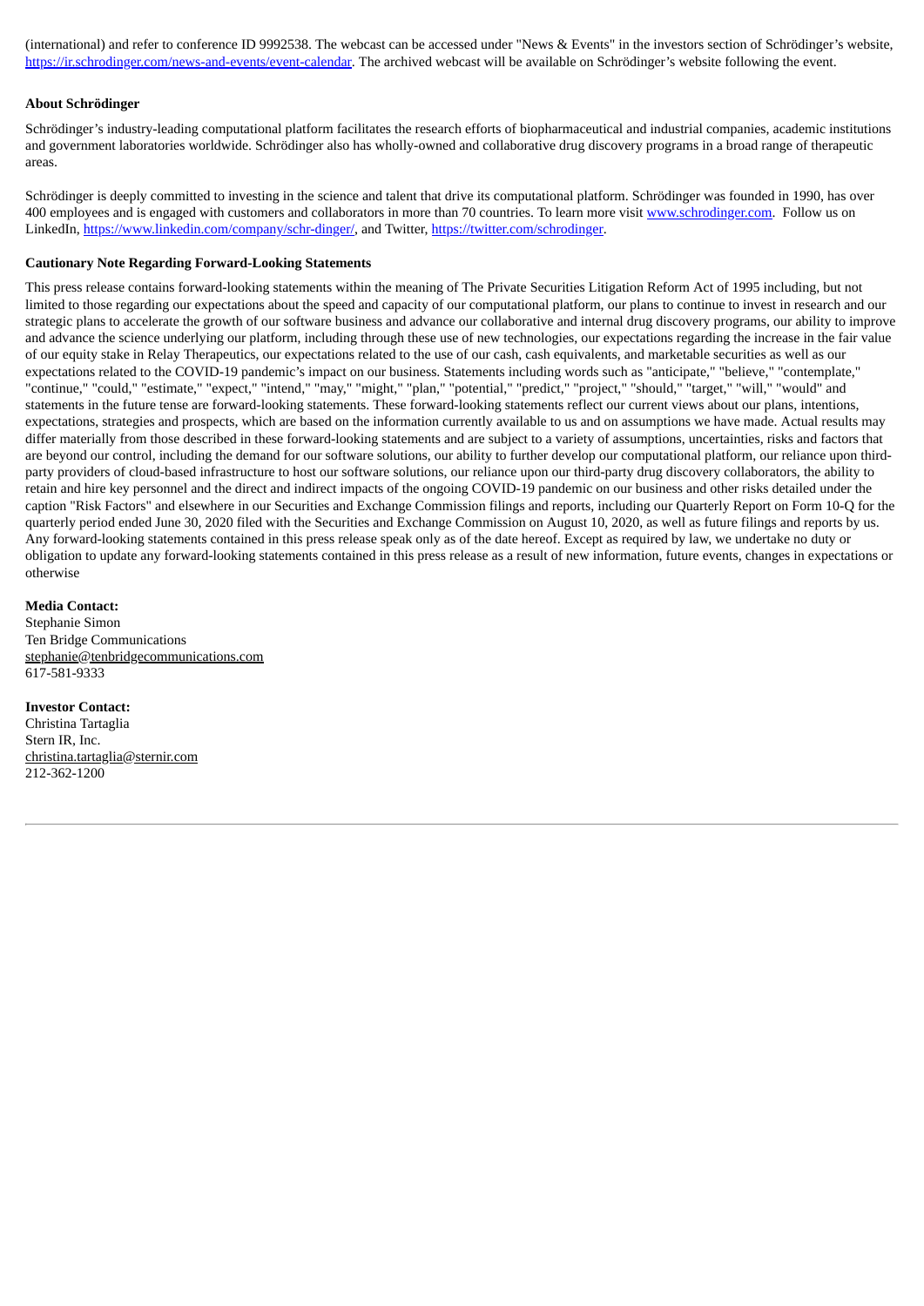(international) and refer to conference ID 9992538. The webcast can be accessed under "News & Events" in the investors section of Schrödinger's website, https://ir.schrodinger.com/news-and-events/event-calendar. The archived webcast will be available on Schrödinger's website following the event.

**About Schrödinger**

Schrödinger's industry-leading computational platform facilitates the research efforts of biopharmaceutical and industrial companies, academic institutions and government laboratories worldwide. Schrödinger also has wholly-owned and collaborative drug discovery programs in a broad range of therapeutic areas.

Schrödinger is deeply committed to investing in the science and talent that drive its computational platform. Schrödinger was founded in 1990, has over 400 employees and is engaged with customers and collaborators in more than 70 countries. To learn more visit www.schrodinger.com. Follow us on LinkedIn, https://www.linkedin.com/company/schr-dinger/, and Twitter, https://twitter.com/schrodinger.

**Cautionary Note Regarding Forward-Looking Statements**

This press release contains forward-looking statements within the meaning of The Private Securities Litigation Reform Act of 1995 including, but not limited to those regarding our expectations about the speed and capacity of our computational platform, our plans to continue to invest in research and our strategic plans to accelerate the growth of our software business and advance our collaborative and internal drug discovery programs, our ability to improve and advance the science underlying our platform, including through these use of new technologies, our expectations regarding the increase in the fair value of our equity stake in Relay Therapeutics, our expectations related to the use of our cash, cash equivalents, and marketable securities as well as our expectations related to the COVID-19 pandemic's impact on our business. Statements including words such as "anticipate," "believe," "contemplate," "continue," "could," "estimate," "expect," "intend," "may," "might," "plan," "potential," "predict," "project," "should," "target," "will," "would" and statements in the future tense are forward-looking statements. These forward-looking statements reflect our current views about our plans, intentions, expectations, strategies and prospects, which are based on the information currently available to us and on assumptions we have made. Actual results may differ materially from those described in these forward-looking statements and are subject to a variety of assumptions, uncertainties, risks and factors that are beyond our control, including the demand for our software solutions, our ability to further develop our computational platform, our reliance upon third-party providers of cloud-based infrastructure to host our software solutions, our reliance upon our third-party drug discovery collaborators, the ability to retain and hire key personnel and the direct and indirect impacts of the ongoing COVID-19 pandemic on our business and other risks detailed under the caption "Risk Factors" and elsewhere in our Securities and Exchange Commission filings and reports, including our Quarterly Report on Form 10-Q for the quarterly period ended June 30, 2020 filed with the Securities and Exchange Commission on August 10, 2020, as well as future filings and reports by us. Any forward-looking statements contained in this press release speak only as of the date hereof. Except as required by law, we undertake no duty or obligation to update any forward-looking statements contained in this press release as a result of new information, future events, changes in expectations or otherwise

**Media Contact:**
Stephanie Simon
Ten Bridge Communications
stephanie@tenbridgecommunications.com
617-581-9333

**Investor Contact:**
Christina Tartaglia
Stern IR, Inc.
christina.tartaglia@sternir.com
212-362-1200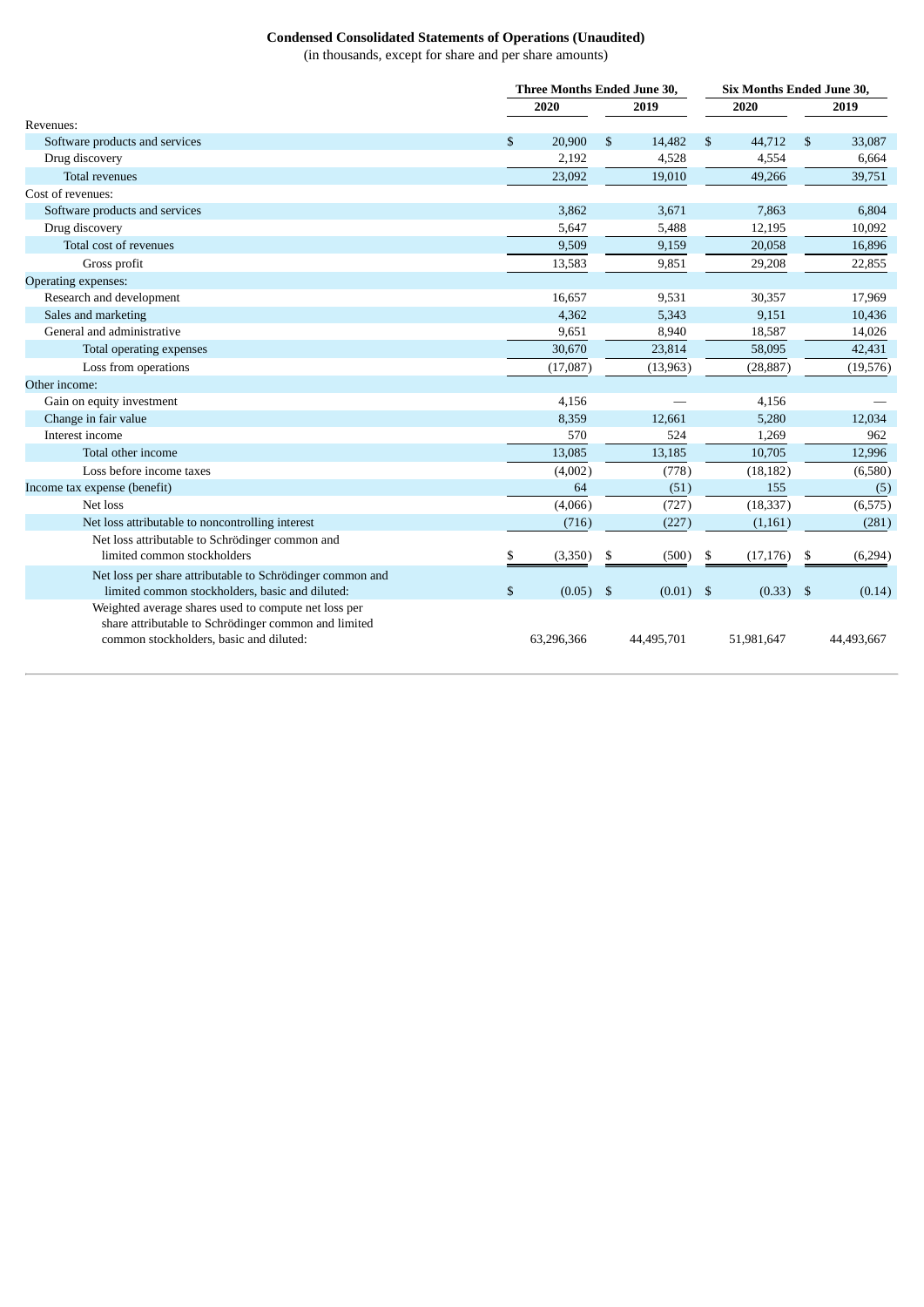**Condensed Consolidated Statements of Operations (Unaudited)**
(in thousands, except for share and per share amounts)

| | Three Months Ended June 30, | | Six Months Ended June 30, | |
|---|---|---|---|---|
| | 2020 | 2019 | 2020 | 2019 |
| Revenues: | | | | |
| Software products and services | $ 20,900 | $ 14,482 | $ 44,712 | $ 33,087 |
| Drug discovery | 2,192 | 4,528 | 4,554 | 6,664 |
| Total revenues | 23,092 | 19,010 | 49,266 | 39,751 |
| Cost of revenues: | | | | |
| Software products and services | 3,862 | 3,671 | 7,863 | 6,804 |
| Drug discovery | 5,647 | 5,488 | 12,195 | 10,092 |
| Total cost of revenues | 9,509 | 9,159 | 20,058 | 16,896 |
| Gross profit | 13,583 | 9,851 | 29,208 | 22,855 |
| Operating expenses: | | | | |
| Research and development | 16,657 | 9,531 | 30,357 | 17,969 |
| Sales and marketing | 4,362 | 5,343 | 9,151 | 10,436 |
| General and administrative | 9,651 | 8,940 | 18,587 | 14,026 |
| Total operating expenses | 30,670 | 23,814 | 58,095 | 42,431 |
| Loss from operations | (17,087) | (13,963) | (28,887) | (19,576) |
| Other income: | | | | |
| Gain on equity investment | 4,156 | — | 4,156 | — |
| Change in fair value | 8,359 | 12,661 | 5,280 | 12,034 |
| Interest income | 570 | 524 | 1,269 | 962 |
| Total other income | 13,085 | 13,185 | 10,705 | 12,996 |
| Loss before income taxes | (4,002) | (778) | (18,182) | (6,580) |
| Income tax expense (benefit) | 64 | (51) | 155 | (5) |
| Net loss | (4,066) | (727) | (18,337) | (6,575) |
| Net loss attributable to noncontrolling interest | (716) | (227) | (1,161) | (281) |
| Net loss attributable to Schrödinger common and limited common stockholders | $ (3,350) | $ (500) | $ (17,176) | $ (6,294) |
| Net loss per share attributable to Schrödinger common and limited common stockholders, basic and diluted: | $ (0.05) | $ (0.01) | $ (0.33) | $ (0.14) |
| Weighted average shares used to compute net loss per share attributable to Schrödinger common and limited common stockholders, basic and diluted: | 63,296,366 | 44,495,701 | 51,981,647 | 44,493,667 |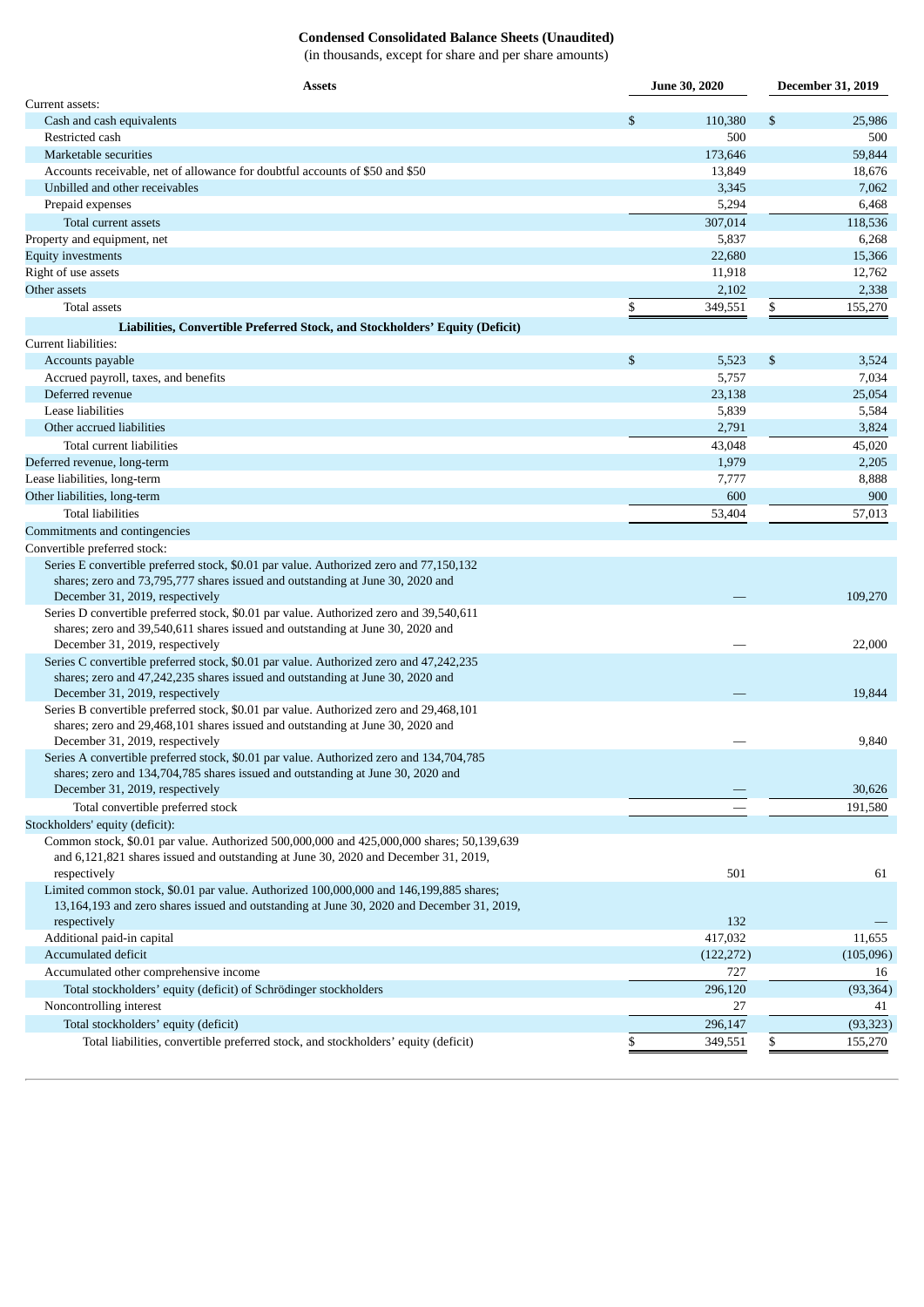**Condensed Consolidated Balance Sheets (Unaudited)**

(in thousands, except for share and per share amounts)

| Assets | June 30, 2020 | December 31, 2019 |
|---|---|---|
| Current assets: | | |
| Cash and cash equivalents | $ 110,380 | $ 25,986 |
| Restricted cash | 500 | 500 |
| Marketable securities | 173,646 | 59,844 |
| Accounts receivable, net of allowance for doubtful accounts of $50 and $50 | 13,849 | 18,676 |
| Unbilled and other receivables | 3,345 | 7,062 |
| Prepaid expenses | 5,294 | 6,468 |
| Total current assets | 307,014 | 118,536 |
| Property and equipment, net | 5,837 | 6,268 |
| Equity investments | 22,680 | 15,366 |
| Right of use assets | 11,918 | 12,762 |
| Other assets | 2,102 | 2,338 |
| Total assets | $ 349,551 | $ 155,270 |
| **Liabilities, Convertible Preferred Stock, and Stockholders' Equity (Deficit)** | | |
| Current liabilities: | | |
| Accounts payable | $ 5,523 | $ 3,524 |
| Accrued payroll, taxes, and benefits | 5,757 | 7,034 |
| Deferred revenue | 23,138 | 25,054 |
| Lease liabilities | 5,839 | 5,584 |
| Other accrued liabilities | 2,791 | 3,824 |
| Total current liabilities | 43,048 | 45,020 |
| Deferred revenue, long-term | 1,979 | 2,205 |
| Lease liabilities, long-term | 7,777 | 8,888 |
| Other liabilities, long-term | 600 | 900 |
| Total liabilities | 53,404 | 57,013 |
| Commitments and contingencies | | |
| Convertible preferred stock: | | |
| Series E convertible preferred stock, $0.01 par value. Authorized zero and 77,150,132 shares; zero and 73,795,777 shares issued and outstanding at June 30, 2020 and December 31, 2019, respectively | — | 109,270 |
| Series D convertible preferred stock, $0.01 par value. Authorized zero and 39,540,611 shares; zero and 39,540,611 shares issued and outstanding at June 30, 2020 and December 31, 2019, respectively | — | 22,000 |
| Series C convertible preferred stock, $0.01 par value. Authorized zero and 47,242,235 shares; zero and 47,242,235 shares issued and outstanding at June 30, 2020 and December 31, 2019, respectively | — | 19,844 |
| Series B convertible preferred stock, $0.01 par value. Authorized zero and 29,468,101 shares; zero and 29,468,101 shares issued and outstanding at June 30, 2020 and December 31, 2019, respectively | — | 9,840 |
| Series A convertible preferred stock, $0.01 par value. Authorized zero and 134,704,785 shares; zero and 134,704,785 shares issued and outstanding at June 30, 2020 and December 31, 2019, respectively | — | 30,626 |
| Total convertible preferred stock | — | 191,580 |
| Stockholders' equity (deficit): | | |
| Common stock, $0.01 par value. Authorized 500,000,000 and 425,000,000 shares; 50,139,639 and 6,121,821 shares issued and outstanding at June 30, 2020 and December 31, 2019, respectively | 501 | 61 |
| Limited common stock, $0.01 par value. Authorized 100,000,000 and 146,199,885 shares; 13,164,193 and zero shares issued and outstanding at June 30, 2020 and December 31, 2019, respectively | 132 | — |
| Additional paid-in capital | 417,032 | 11,655 |
| Accumulated deficit | (122,272) | (105,096) |
| Accumulated other comprehensive income | 727 | 16 |
| Total stockholders' equity (deficit) of Schrödinger stockholders | 296,120 | (93,364) |
| Noncontrolling interest | 27 | 41 |
| Total stockholders' equity (deficit) | 296,147 | (93,323) |
| Total liabilities, convertible preferred stock, and stockholders' equity (deficit) | $ 349,551 | $ 155,270 |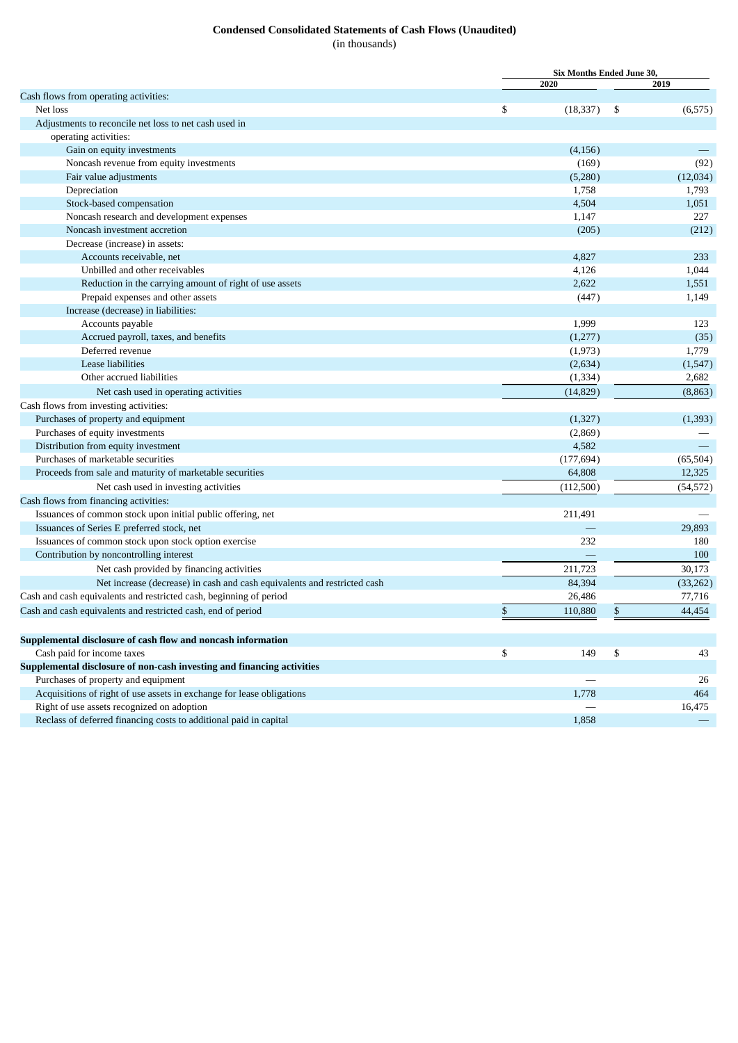**Condensed Consolidated Statements of Cash Flows (Unaudited)**

(in thousands)

| | Six Months Ended June 30, | |
|---|---|---|
| | 2020 | 2019 |
| Cash flows from operating activities: | | |
| Net loss | $ (18,337) | $ (6,575) |
| Adjustments to reconcile net loss to net cash used in operating activities: | | |
| Gain on equity investments | (4,156) | — |
| Noncash revenue from equity investments | (169) | (92) |
| Fair value adjustments | (5,280) | (12,034) |
| Depreciation | 1,758 | 1,793 |
| Stock-based compensation | 4,504 | 1,051 |
| Noncash research and development expenses | 1,147 | 227 |
| Noncash investment accretion | (205) | (212) |
| Decrease (increase) in assets: | | |
| Accounts receivable, net | 4,827 | 233 |
| Unbilled and other receivables | 4,126 | 1,044 |
| Reduction in the carrying amount of right of use assets | 2,622 | 1,551 |
| Prepaid expenses and other assets | (447) | 1,149 |
| Increase (decrease) in liabilities: | | |
| Accounts payable | 1,999 | 123 |
| Accrued payroll, taxes, and benefits | (1,277) | (35) |
| Deferred revenue | (1,973) | 1,779 |
| Lease liabilities | (2,634) | (1,547) |
| Other accrued liabilities | (1,334) | 2,682 |
| Net cash used in operating activities | (14,829) | (8,863) |
| Cash flows from investing activities: | | |
| Purchases of property and equipment | (1,327) | (1,393) |
| Purchases of equity investments | (2,869) | — |
| Distribution from equity investment | 4,582 | — |
| Purchases of marketable securities | (177,694) | (65,504) |
| Proceeds from sale and maturity of marketable securities | 64,808 | 12,325 |
| Net cash used in investing activities | (112,500) | (54,572) |
| Cash flows from financing activities: | | |
| Issuances of common stock upon initial public offering, net | 211,491 | — |
| Issuances of Series E preferred stock, net | — | 29,893 |
| Issuances of common stock upon stock option exercise | 232 | 180 |
| Contribution by noncontrolling interest | — | 100 |
| Net cash provided by financing activities | 211,723 | 30,173 |
| Net increase (decrease) in cash and cash equivalents and restricted cash | 84,394 | (33,262) |
| Cash and cash equivalents and restricted cash, beginning of period | 26,486 | 77,716 |
| Cash and cash equivalents and restricted cash, end of period | $ 110,880 | $ 44,454 |
| **Supplemental disclosure of cash flow and noncash information** | | |
| Cash paid for income taxes | $ 149 | $ 43 |
| **Supplemental disclosure of non-cash investing and financing activities** | | |
| Purchases of property and equipment | — | 26 |
| Acquisitions of right of use assets in exchange for lease obligations | 1,778 | 464 |
| Right of use assets recognized on adoption | — | 16,475 |
| Reclass of deferred financing costs to additional paid in capital | 1,858 | — |